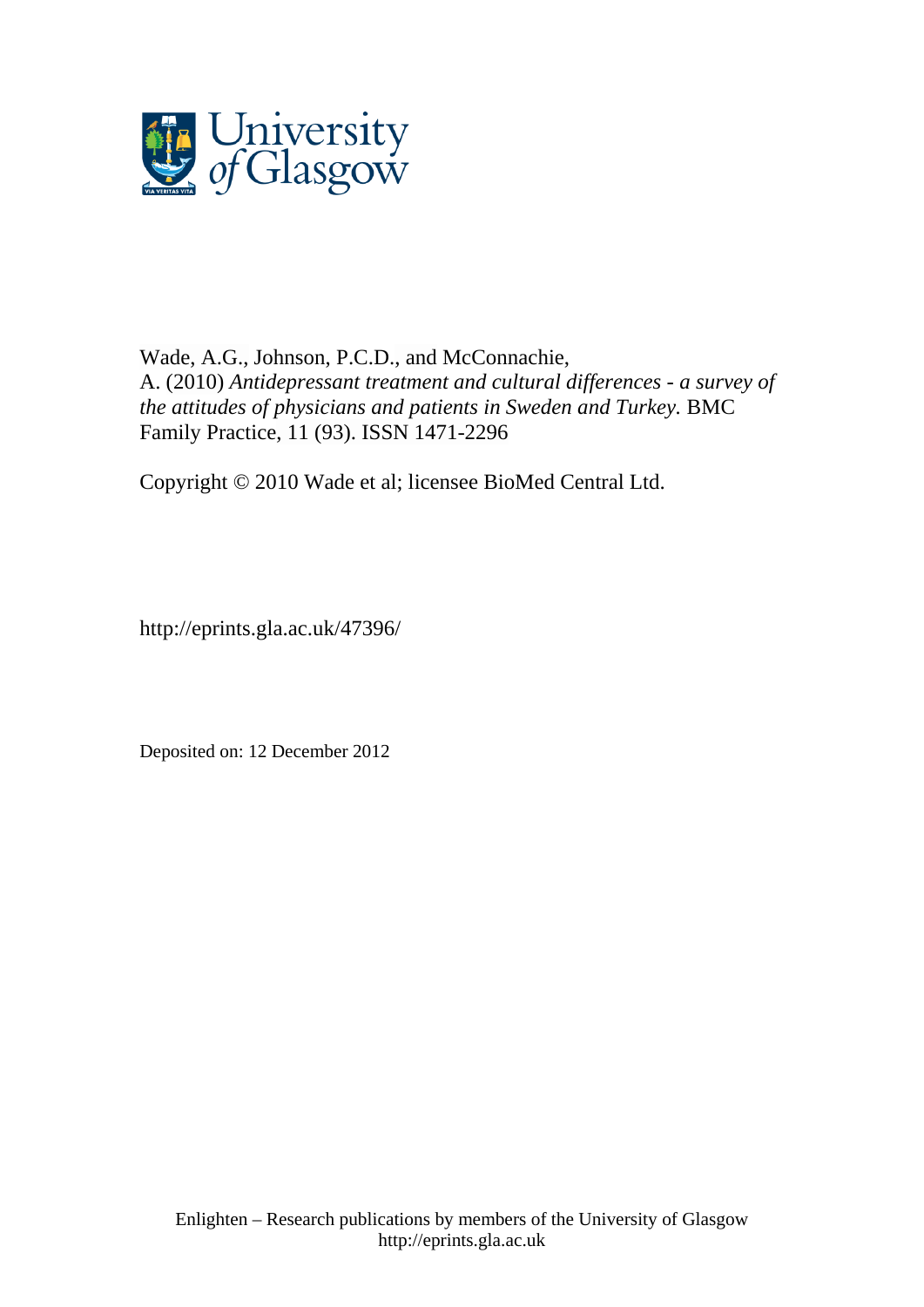Wade, A.G., Johnson, P.C.D., and McConnachie, A. (2010) *Antidepressant treatment and cultural differences - a survey of the attitudes of physicians and patients in Sweden and Turkey.* BMC Family Practice, 11 (93). ISSN 1471-2296

Copyright © 2010 Wade et al; licensee BioMed Central Ltd.

http://eprints.gla.ac.uk/47396/

Deposited on: 12 December 2012

Enlighten – Research publications by members of the University of Glasgow
http://eprints.gla.ac.uk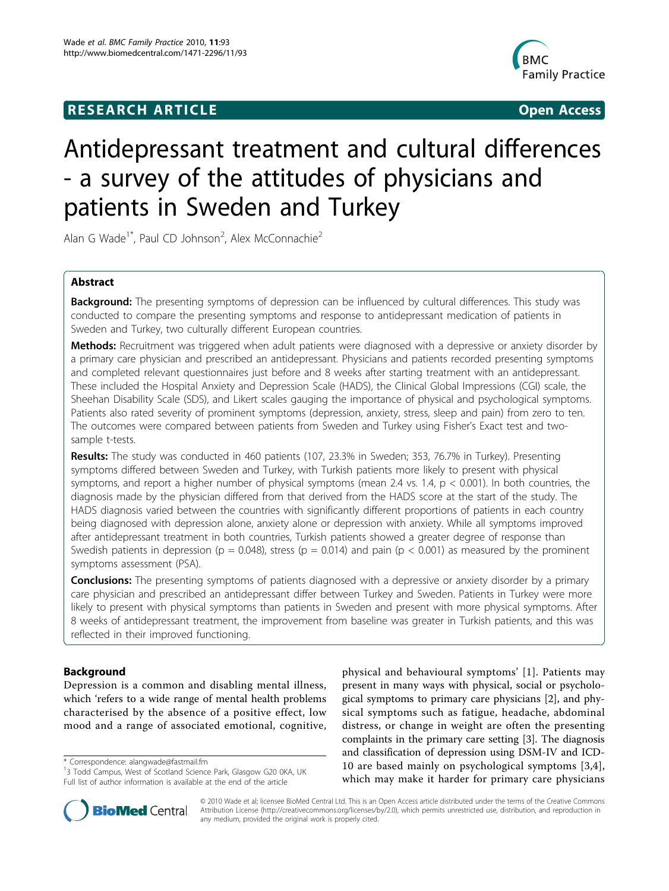# RESEARCH ARTICLE

**Open Access**

# Antidepressant treatment and cultural differences - a survey of the attitudes of physicians and patients in Sweden and Turkey

Alan G Wade[1*], Paul CD Johnson[2], Alex McConnachie[2]

## Abstract

**Background:** The presenting symptoms of depression can be influenced by cultural differences. This study was conducted to compare the presenting symptoms and response to antidepressant medication of patients in Sweden and Turkey, two culturally different European countries.

**Methods:** Recruitment was triggered when adult patients were diagnosed with a depressive or anxiety disorder by a primary care physician and prescribed an antidepressant. Physicians and patients recorded presenting symptoms and completed relevant questionnaires just before and 8 weeks after starting treatment with an antidepressant. These included the Hospital Anxiety and Depression Scale (HADS), the Clinical Global Impressions (CGI) scale, the Sheehan Disability Scale (SDS), and Likert scales gauging the importance of physical and psychological symptoms. Patients also rated severity of prominent symptoms (depression, anxiety, stress, sleep and pain) from zero to ten. The outcomes were compared between patients from Sweden and Turkey using Fisher's Exact test and two-sample t-tests.

**Results:** The study was conducted in 460 patients (107, 23.3% in Sweden; 353, 76.7% in Turkey). Presenting symptoms differed between Sweden and Turkey, with Turkish patients more likely to present with physical symptoms, and report a higher number of physical symptoms (mean 2.4 vs. 1.4, $p < 0.001$). In both countries, the diagnosis made by the physician differed from that derived from the HADS score at the start of the study. The HADS diagnosis varied between the countries with significantly different proportions of patients in each country being diagnosed with depression alone, anxiety alone or depression with anxiety. While all symptoms improved after antidepressant treatment in both countries, Turkish patients showed a greater degree of response than Swedish patients in depression ($p = 0.048$), stress ($p = 0.014$) and pain ($p < 0.001$) as measured by the prominent symptoms assessment (PSA).

**Conclusions:** The presenting symptoms of patients diagnosed with a depressive or anxiety disorder by a primary care physician and prescribed an antidepressant differ between Turkey and Sweden. Patients in Turkey were more likely to present with physical symptoms than patients in Sweden and present with more physical symptoms. After 8 weeks of antidepressant treatment, the improvement from baseline was greater in Turkish patients, and this was reflected in their improved functioning.

## Background

Depression is a common and disabling mental illness, which 'refers to a wide range of mental health problems characterised by the absence of a positive effect, low mood and a range of associated emotional, cognitive, physical and behavioural symptoms' [1]. Patients may present in many ways with physical, social or psychological symptoms to primary care physicians [2], and physical symptoms such as fatigue, headache, abdominal distress, or change in weight are often the presenting complaints in the primary care setting [3]. The diagnosis and classification of depression using DSM-IV and ICD-10 are based mainly on psychological symptoms [3,4], which may make it harder for primary care physicians

\* Correspondence: alangwade@fastmail.fm
[1]3 Todd Campus, West of Scotland Science Park, Glasgow G20 0KA, UK
Full list of author information is available at the end of the article

© 2010 Wade et al; licensee BioMed Central Ltd. This is an Open Access article distributed under the terms of the Creative Commons Attribution License (http://creativecommons.org/licenses/by/2.0), which permits unrestricted use, distribution, and reproduction in any medium, provided the original work is properly cited.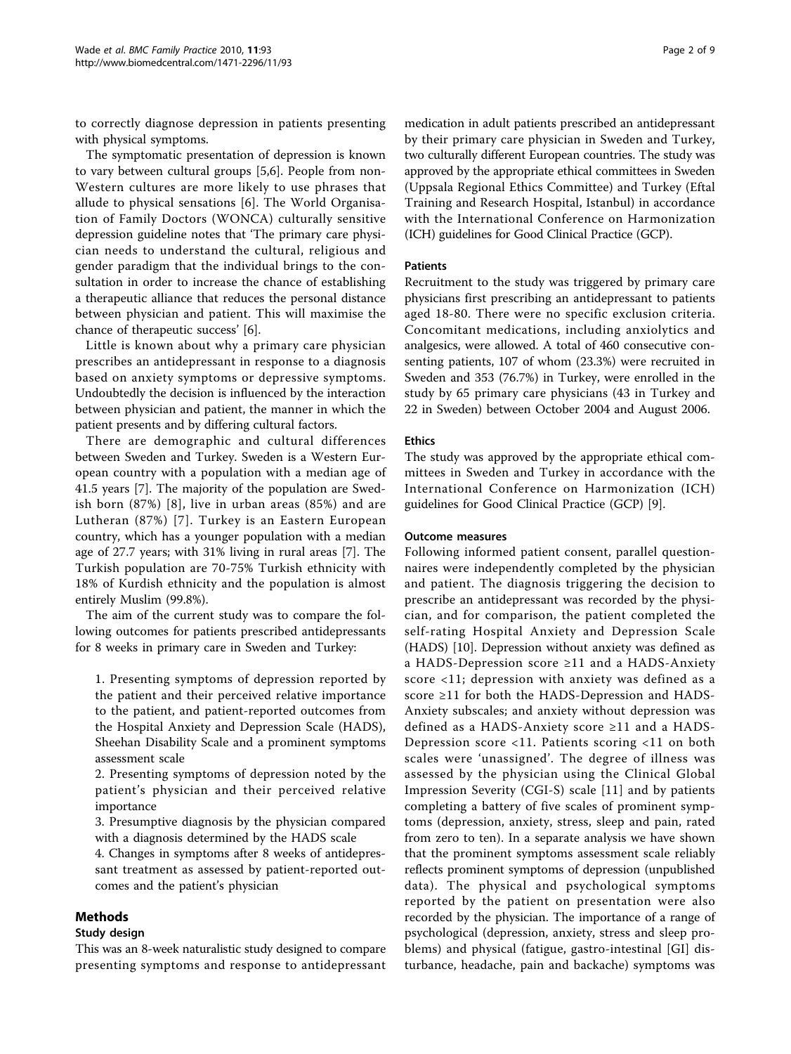to correctly diagnose depression in patients presenting with physical symptoms.

The symptomatic presentation of depression is known to vary between cultural groups [5,6]. People from non-Western cultures are more likely to use phrases that allude to physical sensations [6]. The World Organisation of Family Doctors (WONCA) culturally sensitive depression guideline notes that 'The primary care physician needs to understand the cultural, religious and gender paradigm that the individual brings to the consultation in order to increase the chance of establishing a therapeutic alliance that reduces the personal distance between physician and patient. This will maximise the chance of therapeutic success' [6].

Little is known about why a primary care physician prescribes an antidepressant in response to a diagnosis based on anxiety symptoms or depressive symptoms. Undoubtedly the decision is influenced by the interaction between physician and patient, the manner in which the patient presents and by differing cultural factors.

There are demographic and cultural differences between Sweden and Turkey. Sweden is a Western European country with a population with a median age of 41.5 years [7]. The majority of the population are Swedish born (87%) [8], live in urban areas (85%) and are Lutheran (87%) [7]. Turkey is an Eastern European country, which has a younger population with a median age of 27.7 years; with 31% living in rural areas [7]. The Turkish population are 70-75% Turkish ethnicity with 18% of Kurdish ethnicity and the population is almost entirely Muslim (99.8%).

The aim of the current study was to compare the following outcomes for patients prescribed antidepressants for 8 weeks in primary care in Sweden and Turkey:

1. Presenting symptoms of depression reported by the patient and their perceived relative importance to the patient, and patient-reported outcomes from the Hospital Anxiety and Depression Scale (HADS), Sheehan Disability Scale and a prominent symptoms assessment scale
2. Presenting symptoms of depression noted by the patient's physician and their perceived relative importance
3. Presumptive diagnosis by the physician compared with a diagnosis determined by the HADS scale
4. Changes in symptoms after 8 weeks of antidepressant treatment as assessed by patient-reported outcomes and the patient's physician

## Methods

### Study design

This was an 8-week naturalistic study designed to compare presenting symptoms and response to antidepressant medication in adult patients prescribed an antidepressant by their primary care physician in Sweden and Turkey, two culturally different European countries. The study was approved by the appropriate ethical committees in Sweden (Uppsala Regional Ethics Committee) and Turkey (Eftal Training and Research Hospital, Istanbul) in accordance with the International Conference on Harmonization (ICH) guidelines for Good Clinical Practice (GCP).

### Patients

Recruitment to the study was triggered by primary care physicians first prescribing an antidepressant to patients aged 18-80. There were no specific exclusion criteria. Concomitant medications, including anxiolytics and analgesics, were allowed. A total of 460 consecutive consenting patients, 107 of whom (23.3%) were recruited in Sweden and 353 (76.7%) in Turkey, were enrolled in the study by 65 primary care physicians (43 in Turkey and 22 in Sweden) between October 2004 and August 2006.

### Ethics

The study was approved by the appropriate ethical committees in Sweden and Turkey in accordance with the International Conference on Harmonization (ICH) guidelines for Good Clinical Practice (GCP) [9].

### Outcome measures

Following informed patient consent, parallel questionnaires were independently completed by the physician and patient. The diagnosis triggering the decision to prescribe an antidepressant was recorded by the physician, and for comparison, the patient completed the self-rating Hospital Anxiety and Depression Scale (HADS) [10]. Depression without anxiety was defined as a HADS-Depression score ≥11 and a HADS-Anxiety score <11; depression with anxiety was defined as a score ≥11 for both the HADS-Depression and HADS-Anxiety subscales; and anxiety without depression was defined as a HADS-Anxiety score ≥11 and a HADS-Depression score <11. Patients scoring <11 on both scales were 'unassigned'. The degree of illness was assessed by the physician using the Clinical Global Impression Severity (CGI-S) scale [11] and by patients completing a battery of five scales of prominent symptoms (depression, anxiety, stress, sleep and pain, rated from zero to ten). In a separate analysis we have shown that the prominent symptoms assessment scale reliably reflects prominent symptoms of depression (unpublished data). The physical and psychological symptoms reported by the patient on presentation were also recorded by the physician. The importance of a range of psychological (depression, anxiety, stress and sleep problems) and physical (fatigue, gastro-intestinal [GI] disturbance, headache, pain and backache) symptoms was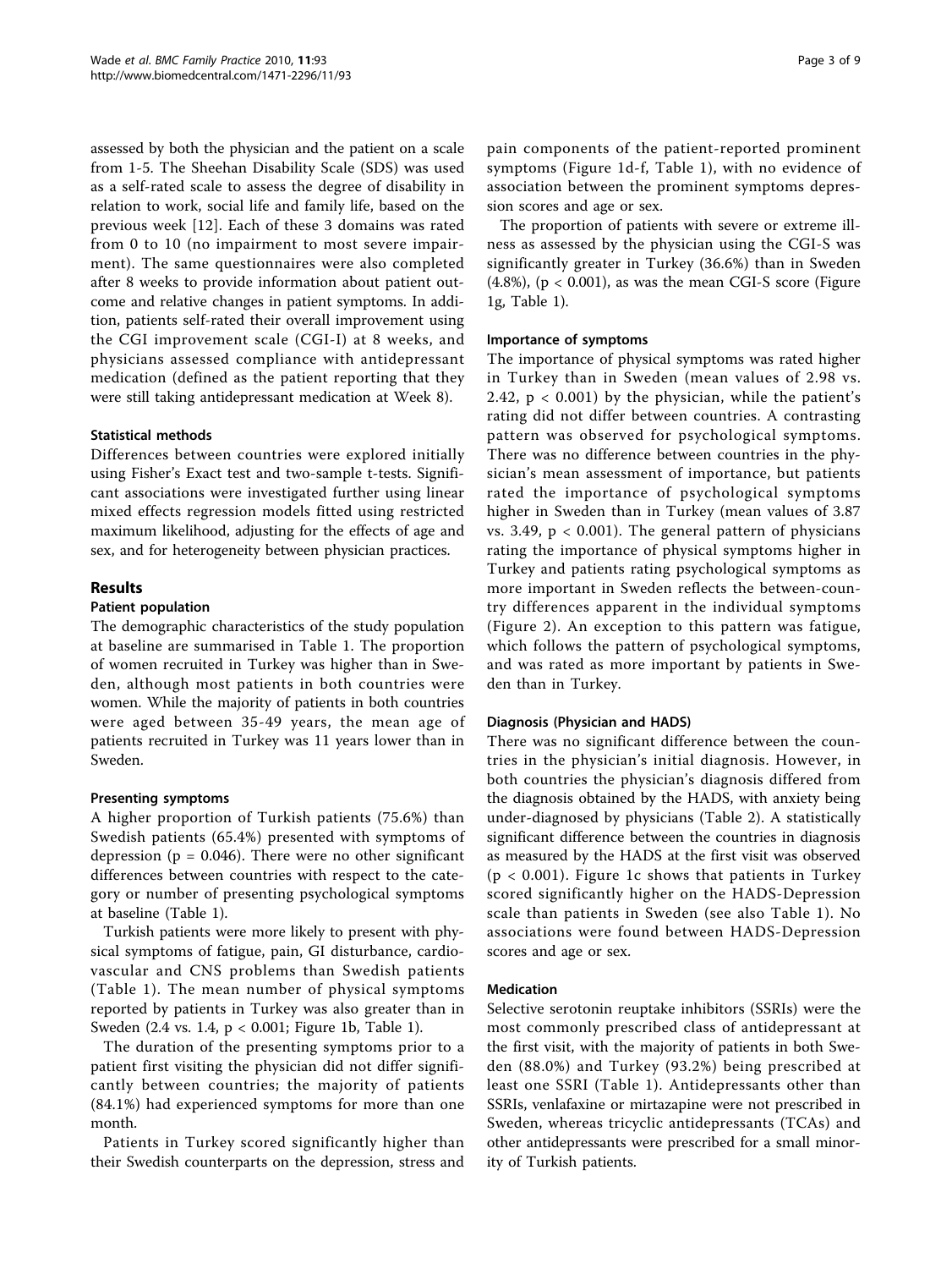assessed by both the physician and the patient on a scale from 1-5. The Sheehan Disability Scale (SDS) was used as a self-rated scale to assess the degree of disability in relation to work, social life and family life, based on the previous week [12]. Each of these 3 domains was rated from 0 to 10 (no impairment to most severe impairment). The same questionnaires were also completed after 8 weeks to provide information about patient outcome and relative changes in patient symptoms. In addition, patients self-rated their overall improvement using the CGI improvement scale (CGI-I) at 8 weeks, and physicians assessed compliance with antidepressant medication (defined as the patient reporting that they were still taking antidepressant medication at Week 8).

### Statistical methods

Differences between countries were explored initially using Fisher's Exact test and two-sample t-tests. Significant associations were investigated further using linear mixed effects regression models fitted using restricted maximum likelihood, adjusting for the effects of age and sex, and for heterogeneity between physician practices.

## Results

### Patient population

The demographic characteristics of the study population at baseline are summarised in Table 1. The proportion of women recruited in Turkey was higher than in Sweden, although most patients in both countries were women. While the majority of patients in both countries were aged between 35-49 years, the mean age of patients recruited in Turkey was 11 years lower than in Sweden.

### Presenting symptoms

A higher proportion of Turkish patients (75.6%) than Swedish patients (65.4%) presented with symptoms of depression ($p = 0.046$). There were no other significant differences between countries with respect to the category or number of presenting psychological symptoms at baseline (Table 1).

Turkish patients were more likely to present with physical symptoms of fatigue, pain, GI disturbance, cardiovascular and CNS problems than Swedish patients (Table 1). The mean number of physical symptoms reported by patients in Turkey was also greater than in Sweden (2.4 vs. 1.4, $p < 0.001$; Figure 1b, Table 1).

The duration of the presenting symptoms prior to a patient first visiting the physician did not differ significantly between countries; the majority of patients (84.1%) had experienced symptoms for more than one month.

Patients in Turkey scored significantly higher than their Swedish counterparts on the depression, stress and pain components of the patient-reported prominent symptoms (Figure 1d-f, Table 1), with no evidence of association between the prominent symptoms depression scores and age or sex.

The proportion of patients with severe or extreme illness as assessed by the physician using the CGI-S was significantly greater in Turkey (36.6%) than in Sweden (4.8%), ($p < 0.001$), as was the mean CGI-S score (Figure 1g, Table 1).

### Importance of symptoms

The importance of physical symptoms was rated higher in Turkey than in Sweden (mean values of 2.98 vs. 2.42, $p < 0.001$) by the physician, while the patient's rating did not differ between countries. A contrasting pattern was observed for psychological symptoms. There was no difference between countries in the physician's mean assessment of importance, but patients rated the importance of psychological symptoms higher in Sweden than in Turkey (mean values of 3.87 vs. 3.49, $p < 0.001$). The general pattern of physicians rating the importance of physical symptoms higher in Turkey and patients rating psychological symptoms as more important in Sweden reflects the between-country differences apparent in the individual symptoms (Figure 2). An exception to this pattern was fatigue, which follows the pattern of psychological symptoms, and was rated as more important by patients in Sweden than in Turkey.

### Diagnosis (Physician and HADS)

There was no significant difference between the countries in the physician's initial diagnosis. However, in both countries the physician's diagnosis differed from the diagnosis obtained by the HADS, with anxiety being under-diagnosed by physicians (Table 2). A statistically significant difference between the countries in diagnosis as measured by the HADS at the first visit was observed ($p < 0.001$). Figure 1c shows that patients in Turkey scored significantly higher on the HADS-Depression scale than patients in Sweden (see also Table 1). No associations were found between HADS-Depression scores and age or sex.

### Medication

Selective serotonin reuptake inhibitors (SSRIs) were the most commonly prescribed class of antidepressant at the first visit, with the majority of patients in both Sweden (88.0%) and Turkey (93.2%) being prescribed at least one SSRI (Table 1). Antidepressants other than SSRIs, venlafaxine or mirtazapine were not prescribed in Sweden, whereas tricyclic antidepressants (TCAs) and other antidepressants were prescribed for a small minority of Turkish patients.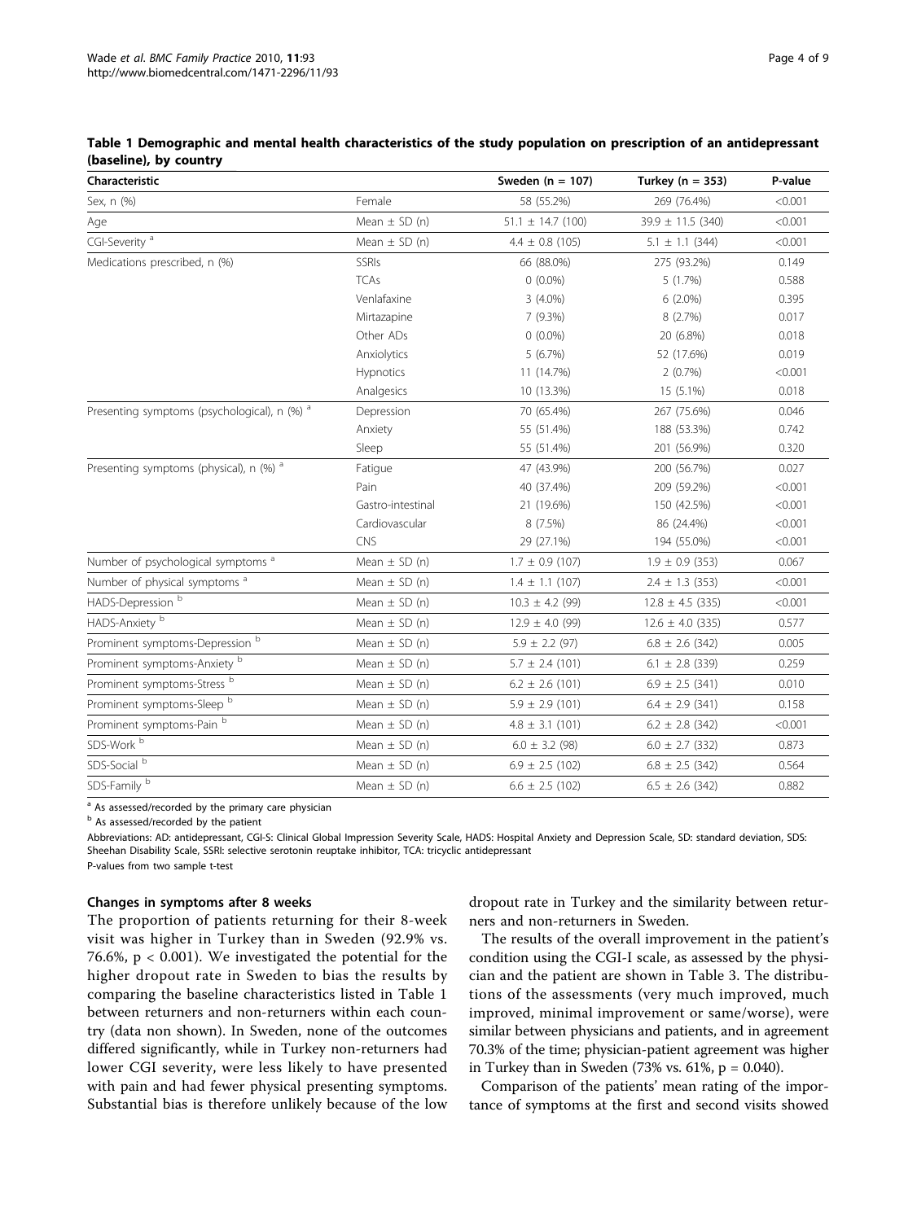**Table 1 Demographic and mental health characteristics of the study population on prescription of an antidepressant (baseline), by country**

| Characteristic | | Sweden (n = 107) | Turkey (n = 353) | P-value |
|---|---|---|---|---|
| Sex, n (%) | Female | 58 (55.2%) | 269 (76.4%) | <0.001 |
| Age | Mean ± SD (n) | 51.1 ± 14.7 (100) | 39.9 ± 11.5 (340) | <0.001 |
| CGI-Severity [a] | Mean ± SD (n) | 4.4 ± 0.8 (105) | 5.1 ± 1.1 (344) | <0.001 |
| Medications prescribed, n (%) | SSRIs | 66 (88.0%) | 275 (93.2%) | 0.149 |
| | TCAs | 0 (0.0%) | 5 (1.7%) | 0.588 |
| | Venlafaxine | 3 (4.0%) | 6 (2.0%) | 0.395 |
| | Mirtazapine | 7 (9.3%) | 8 (2.7%) | 0.017 |
| | Other ADs | 0 (0.0%) | 20 (6.8%) | 0.018 |
| | Anxiolytics | 5 (6.7%) | 52 (17.6%) | 0.019 |
| | Hypnotics | 11 (14.7%) | 2 (0.7%) | <0.001 |
| | Analgesics | 10 (13.3%) | 15 (5.1%) | 0.018 |
| Presenting symptoms (psychological), n (%) [a] | Depression | 70 (65.4%) | 267 (75.6%) | 0.046 |
| | Anxiety | 55 (51.4%) | 188 (53.3%) | 0.742 |
| | Sleep | 55 (51.4%) | 201 (56.9%) | 0.320 |
| Presenting symptoms (physical), n (%) [a] | Fatigue | 47 (43.9%) | 200 (56.7%) | 0.027 |
| | Pain | 40 (37.4%) | 209 (59.2%) | <0.001 |
| | Gastro-intestinal | 21 (19.6%) | 150 (42.5%) | <0.001 |
| | Cardiovascular | 8 (7.5%) | 86 (24.4%) | <0.001 |
| | CNS | 29 (27.1%) | 194 (55.0%) | <0.001 |
| Number of psychological symptoms [a] | Mean ± SD (n) | 1.7 ± 0.9 (107) | 1.9 ± 0.9 (353) | 0.067 |
| Number of physical symptoms [a] | Mean ± SD (n) | 1.4 ± 1.1 (107) | 2.4 ± 1.3 (353) | <0.001 |
| HADS-Depression [b] | Mean ± SD (n) | 10.3 ± 4.2 (99) | 12.8 ± 4.5 (335) | <0.001 |
| HADS-Anxiety [b] | Mean ± SD (n) | 12.9 ± 4.0 (99) | 12.6 ± 4.0 (335) | 0.577 |
| Prominent symptoms-Depression [b] | Mean ± SD (n) | 5.9 ± 2.2 (97) | 6.8 ± 2.6 (342) | 0.005 |
| Prominent symptoms-Anxiety [b] | Mean ± SD (n) | 5.7 ± 2.4 (101) | 6.1 ± 2.8 (339) | 0.259 |
| Prominent symptoms-Stress [b] | Mean ± SD (n) | 6.2 ± 2.6 (101) | 6.9 ± 2.5 (341) | 0.010 |
| Prominent symptoms-Sleep [b] | Mean ± SD (n) | 5.9 ± 2.9 (101) | 6.4 ± 2.9 (341) | 0.158 |
| Prominent symptoms-Pain [b] | Mean ± SD (n) | 4.8 ± 3.1 (101) | 6.2 ± 2.8 (342) | <0.001 |
| SDS-Work [b] | Mean ± SD (n) | 6.0 ± 3.2 (98) | 6.0 ± 2.7 (332) | 0.873 |
| SDS-Social [b] | Mean ± SD (n) | 6.9 ± 2.5 (102) | 6.8 ± 2.5 (342) | 0.564 |
| SDS-Family [b] | Mean ± SD (n) | 6.6 ± 2.5 (102) | 6.5 ± 2.6 (342) | 0.882 |

[a] As assessed/recorded by the primary care physician

[b] As assessed/recorded by the patient

Abbreviations: AD: antidepressant, CGI-S: Clinical Global Impression Severity Scale, HADS: Hospital Anxiety and Depression Scale, SD: standard deviation, SDS: Sheehan Disability Scale, SSRI: selective serotonin reuptake inhibitor, TCA: tricyclic antidepressant

P-values from two sample t-test

#### Changes in symptoms after 8 weeks

The proportion of patients returning for their 8-week visit was higher in Turkey than in Sweden (92.9% vs. 76.6%, $p < 0.001$). We investigated the potential for the higher dropout rate in Sweden to bias the results by comparing the baseline characteristics listed in Table 1 between returners and non-returners within each country (data non shown). In Sweden, none of the outcomes differed significantly, while in Turkey non-returners had lower CGI severity, were less likely to have presented with pain and had fewer physical presenting symptoms. Substantial bias is therefore unlikely because of the low dropout rate in Turkey and the similarity between returners and non-returners in Sweden.

The results of the overall improvement in the patient's condition using the CGI-I scale, as assessed by the physician and the patient are shown in Table 3. The distributions of the assessments (very much improved, much improved, minimal improvement or same/worse), were similar between physicians and patients, and in agreement 70.3% of the time; physician-patient agreement was higher in Turkey than in Sweden (73% vs. 61%, $p = 0.040$).

Comparison of the patients' mean rating of the importance of symptoms at the first and second visits showed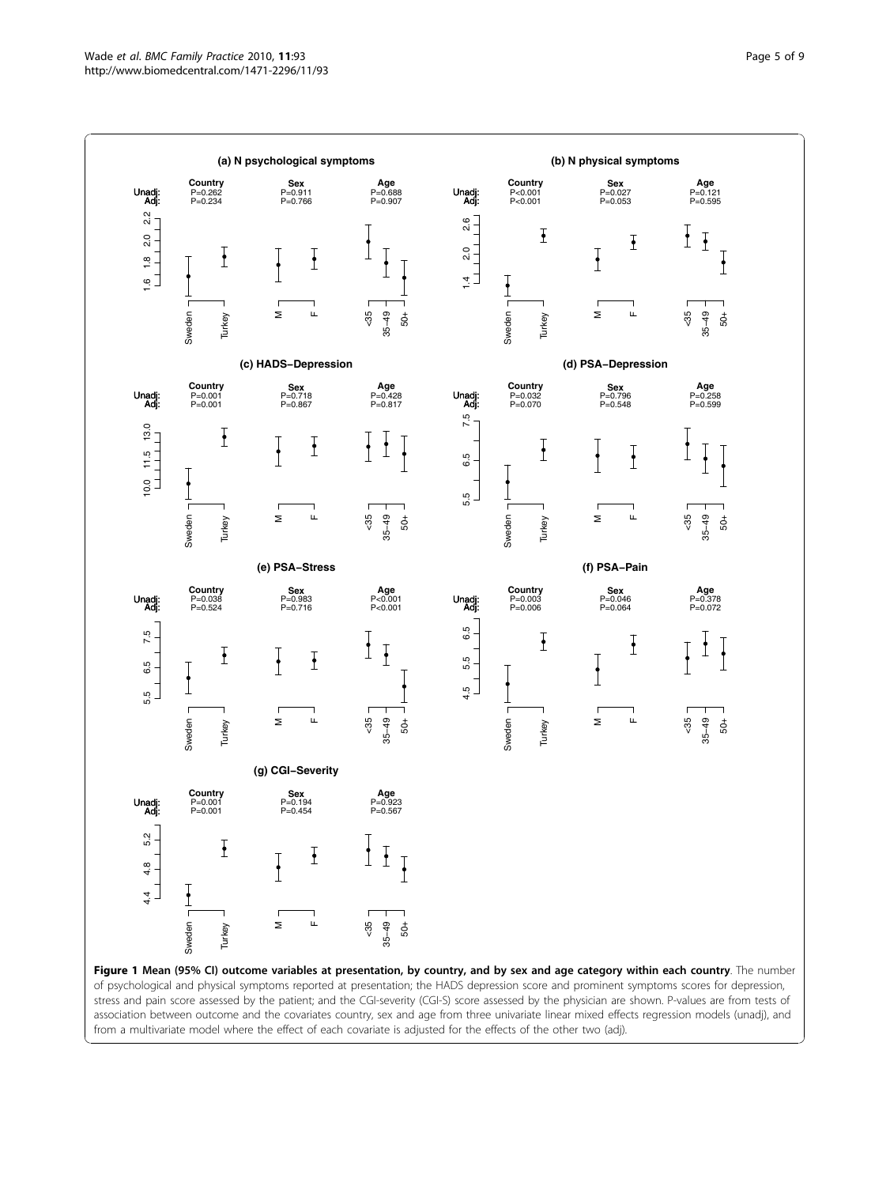**Figure 1 Mean (95% CI) outcome variables at presentation, by country, and by sex and age category within each country**. The number of psychological and physical symptoms reported at presentation; the HADS depression score and prominent symptoms scores for depression, stress and pain score assessed by the patient; and the CGI-severity (CGI-S) score assessed by the physician are shown. P-values are from tests of association between outcome and the covariates country, sex and age from three univariate linear mixed effects regression models (unadj), and from a multivariate model where the effect of each covariate is adjusted for the effects of the other two (adj).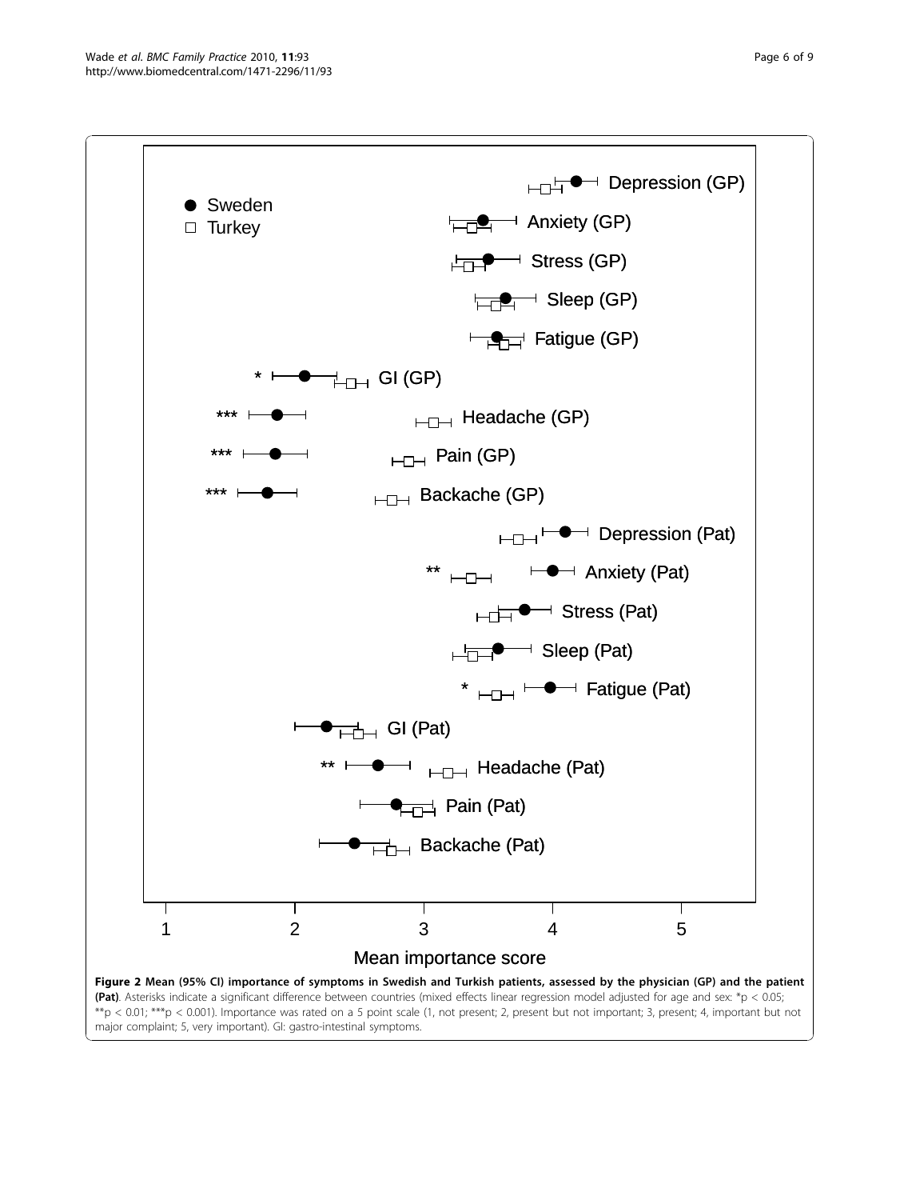**Figure 2 Mean (95% CI) importance of symptoms in Swedish and Turkish patients, assessed by the physician (GP) and the patient (Pat)**. Asterisks indicate a significant difference between countries (mixed effects linear regression model adjusted for age and sex: *p < 0.05; **p < 0.01; ***p < 0.001). Importance was rated on a 5 point scale (1, not present; 2, present but not important; 3, present; 4, important but not major complaint; 5, very important). GI: gastro-intestinal symptoms.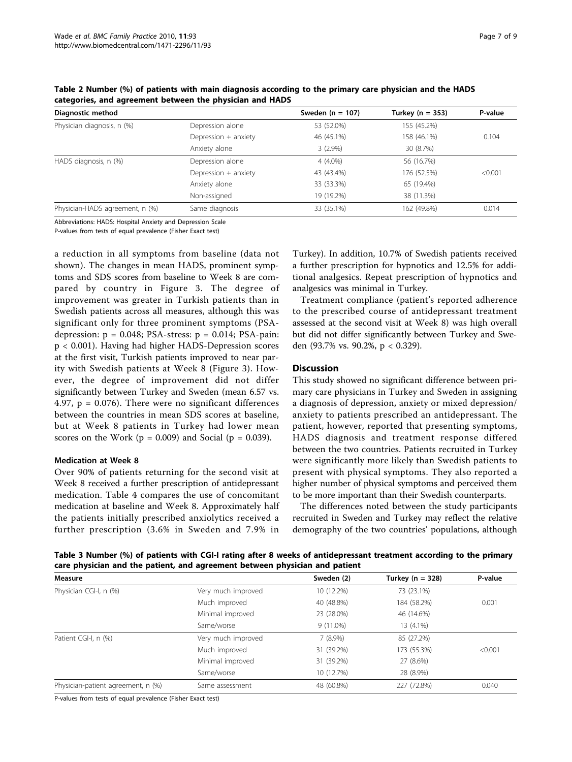**Table 2 Number (%) of patients with main diagnosis according to the primary care physician and the HADS categories, and agreement between the physician and HADS**

| Diagnostic method | | Sweden (n = 107) | Turkey (n = 353) | P-value |
|---|---|---|---|---|
| Physician diagnosis, n (%) | Depression alone | 53 (52.0%) | 155 (45.2%) | |
| | Depression + anxiety | 46 (45.1%) | 158 (46.1%) | 0.104 |
| | Anxiety alone | 3 (2.9%) | 30 (8.7%) | |
| HADS diagnosis, n (%) | Depression alone | 4 (4.0%) | 56 (16.7%) | |
| | Depression + anxiety | 43 (43.4%) | 176 (52.5%) | <0.001 |
| | Anxiety alone | 33 (33.3%) | 65 (19.4%) | |
| | Non-assigned | 19 (19.2%) | 38 (11.3%) | |
| Physician-HADS agreement, n (%) | Same diagnosis | 33 (35.1%) | 162 (49.8%) | 0.014 |

Abbreviations: HADS: Hospital Anxiety and Depression Scale

P-values from tests of equal prevalence (Fisher Exact test)

a reduction in all symptoms from baseline (data not shown). The changes in mean HADS, prominent symptoms and SDS scores from baseline to Week 8 are compared by country in Figure 3. The degree of improvement was greater in Turkish patients than in Swedish patients across all measures, although this was significant only for three prominent symptoms (PSA-depression: $p = 0.048$; PSA-stress: $p = 0.014$; PSA-pain: $p < 0.001$). Having had higher HADS-Depression scores at the first visit, Turkish patients improved to near parity with Swedish patients at Week 8 (Figure 3). However, the degree of improvement did not differ significantly between Turkey and Sweden (mean 6.57 vs. 4.97, $p = 0.076$). There were no significant differences between the countries in mean SDS scores at baseline, but at Week 8 patients in Turkey had lower mean scores on the Work ($p = 0.009$) and Social ($p = 0.039$).

### Medication at Week 8

Over 90% of patients returning for the second visit at Week 8 received a further prescription of antidepressant medication. Table 4 compares the use of concomitant medication at baseline and Week 8. Approximately half the patients initially prescribed anxiolytics received a further prescription (3.6% in Sweden and 7.9% in Turkey). In addition, 10.7% of Swedish patients received a further prescription for hypnotics and 12.5% for additional analgesics. Repeat prescription of hypnotics and analgesics was minimal in Turkey.

Treatment compliance (patient's reported adherence to the prescribed course of antidepressant treatment assessed at the second visit at Week 8) was high overall but did not differ significantly between Turkey and Sweden (93.7% vs. 90.2%, $p < 0.329$).

## Discussion

This study showed no significant difference between primary care physicians in Turkey and Sweden in assigning a diagnosis of depression, anxiety or mixed depression/anxiety to patients prescribed an antidepressant. The patient, however, reported that presenting symptoms, HADS diagnosis and treatment response differed between the two countries. Patients recruited in Turkey were significantly more likely than Swedish patients to present with physical symptoms. They also reported a higher number of physical symptoms and perceived them to be more important than their Swedish counterparts.

The differences noted between the study participants recruited in Sweden and Turkey may reflect the relative demography of the two countries' populations, although

**Table 3 Number (%) of patients with CGI-I rating after 8 weeks of antidepressant treatment according to the primary care physician and the patient, and agreement between physician and patient**

| Measure | | Sweden (2) | Turkey (n = 328) | P-value |
|---|---|---|---|---|
| Physician CGI-I, n (%) | Very much improved | 10 (12.2%) | 73 (23.1%) | |
| | Much improved | 40 (48.8%) | 184 (58.2%) | 0.001 |
| | Minimal improved | 23 (28.0%) | 46 (14.6%) | |
| | Same/worse | 9 (11.0%) | 13 (4.1%) | |
| Patient CGI-I, n (%) | Very much improved | 7 (8.9%) | 85 (27.2%) | |
| | Much improved | 31 (39.2%) | 173 (55.3%) | <0.001 |
| | Minimal improved | 31 (39.2%) | 27 (8.6%) | |
| | Same/worse | 10 (12.7%) | 28 (8.9%) | |
| Physician-patient agreement, n (%) | Same assessment | 48 (60.8%) | 227 (72.8%) | 0.040 |

P-values from tests of equal prevalence (Fisher Exact test)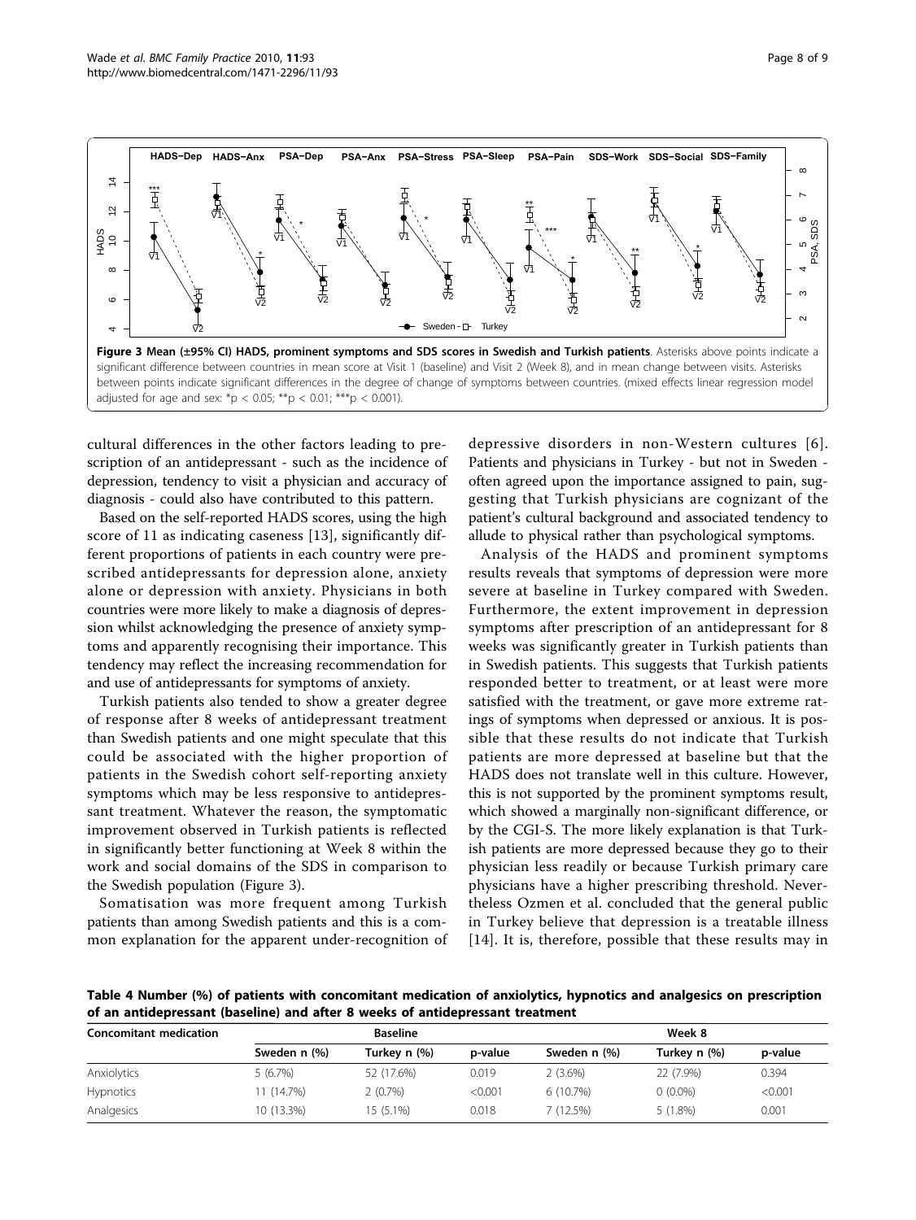**Figure 3 Mean (±95% CI) HADS, prominent symptoms and SDS scores in Swedish and Turkish patients**. Asterisks above points indicate a significant difference between countries in mean score at Visit 1 (baseline) and Visit 2 (Week 8), and in mean change between visits. Asterisks between points indicate significant differences in the degree of change of symptoms between countries. (mixed effects linear regression model adjusted for age and sex: *p < 0.05; **p < 0.01; ***p < 0.001).

cultural differences in the other factors leading to prescription of an antidepressant - such as the incidence of depression, tendency to visit a physician and accuracy of diagnosis - could also have contributed to this pattern.

Based on the self-reported HADS scores, using the high score of 11 as indicating caseness [13], significantly different proportions of patients in each country were prescribed antidepressants for depression alone, anxiety alone or depression with anxiety. Physicians in both countries were more likely to make a diagnosis of depression whilst acknowledging the presence of anxiety symptoms and apparently recognising their importance. This tendency may reflect the increasing recommendation for and use of antidepressants for symptoms of anxiety.

Turkish patients also tended to show a greater degree of response after 8 weeks of antidepressant treatment than Swedish patients and one might speculate that this could be associated with the higher proportion of patients in the Swedish cohort self-reporting anxiety symptoms which may be less responsive to antidepressant treatment. Whatever the reason, the symptomatic improvement observed in Turkish patients is reflected in significantly better functioning at Week 8 within the work and social domains of the SDS in comparison to the Swedish population (Figure 3).

Somatisation was more frequent among Turkish patients than among Swedish patients and this is a common explanation for the apparent under-recognition of depressive disorders in non-Western cultures [6]. Patients and physicians in Turkey - but not in Sweden - often agreed upon the importance assigned to pain, suggesting that Turkish physicians are cognizant of the patient's cultural background and associated tendency to allude to physical rather than psychological symptoms.

Analysis of the HADS and prominent symptoms results reveals that symptoms of depression were more severe at baseline in Turkey compared with Sweden. Furthermore, the extent improvement in depression symptoms after prescription of an antidepressant for 8 weeks was significantly greater in Turkish patients than in Swedish patients. This suggests that Turkish patients responded better to treatment, or at least were more satisfied with the treatment, or gave more extreme ratings of symptoms when depressed or anxious. It is possible that these results do not indicate that Turkish patients are more depressed at baseline but that the HADS does not translate well in this culture. However, this is not supported by the prominent symptoms result, which showed a marginally non-significant difference, or by the CGI-S. The more likely explanation is that Turkish patients are more depressed because they go to their physician less readily or because Turkish primary care physicians have a higher prescribing threshold. Nevertheless Ozmen et al. concluded that the general public in Turkey believe that depression is a treatable illness [14]. It is, therefore, possible that these results may in

**Table 4 Number (%) of patients with concomitant medication of anxiolytics, hypnotics and analgesics on prescription of an antidepressant (baseline) and after 8 weeks of antidepressant treatment**

| Concomitant medication | Baseline | | | Week 8 | | |
|---|---|---|---|---|---|---|
| | Sweden n (%) | Turkey n (%) | p-value | Sweden n (%) | Turkey n (%) | p-value |
| Anxiolytics | 5 (6.7%) | 52 (17.6%) | 0.019 | 2 (3.6%) | 22 (7.9%) | 0.394 |
| Hypnotics | 11 (14.7%) | 2 (0.7%) | <0.001 | 6 (10.7%) | 0 (0.0%) | <0.001 |
| Analgesics | 10 (13.3%) | 15 (5.1%) | 0.018 | 7 (12.5%) | 5 (1.8%) | 0.001 |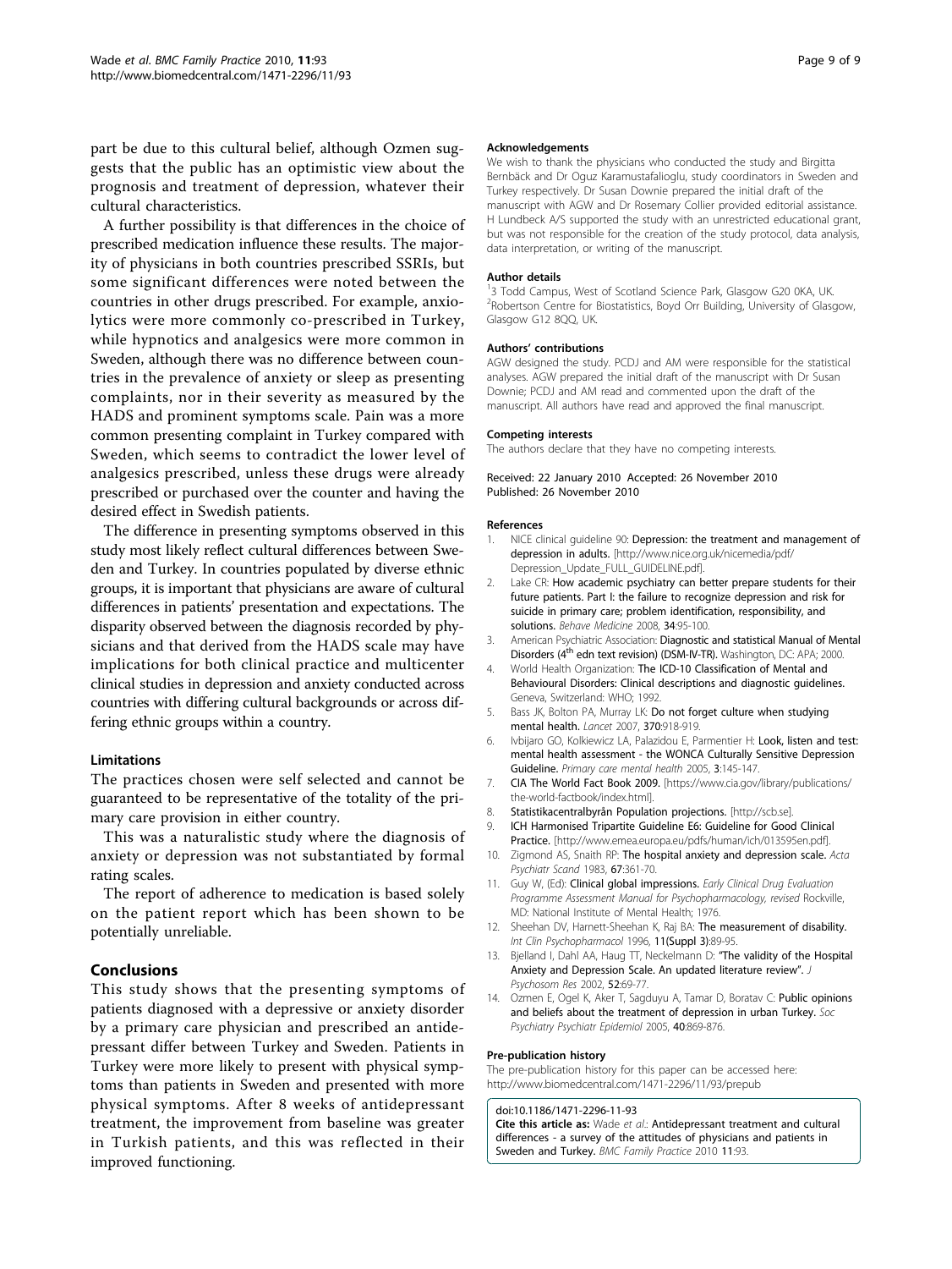part be due to this cultural belief, although Ozmen suggests that the public has an optimistic view about the prognosis and treatment of depression, whatever their cultural characteristics.

A further possibility is that differences in the choice of prescribed medication influence these results. The majority of physicians in both countries prescribed SSRIs, but some significant differences were noted between the countries in other drugs prescribed. For example, anxiolytics were more commonly co-prescribed in Turkey, while hypnotics and analgesics were more common in Sweden, although there was no difference between countries in the prevalence of anxiety or sleep as presenting complaints, nor in their severity as measured by the HADS and prominent symptoms scale. Pain was a more common presenting complaint in Turkey compared with Sweden, which seems to contradict the lower level of analgesics prescribed, unless these drugs were already prescribed or purchased over the counter and having the desired effect in Swedish patients.

The difference in presenting symptoms observed in this study most likely reflect cultural differences between Sweden and Turkey. In countries populated by diverse ethnic groups, it is important that physicians are aware of cultural differences in patients' presentation and expectations. The disparity observed between the diagnosis recorded by physicians and that derived from the HADS scale may have implications for both clinical practice and multicenter clinical studies in depression and anxiety conducted across countries with differing cultural backgrounds or across differing ethnic groups within a country.

### Limitations

The practices chosen were self selected and cannot be guaranteed to be representative of the totality of the primary care provision in either country.

This was a naturalistic study where the diagnosis of anxiety or depression was not substantiated by formal rating scales.

The report of adherence to medication is based solely on the patient report which has been shown to be potentially unreliable.

## Conclusions

This study shows that the presenting symptoms of patients diagnosed with a depressive or anxiety disorder by a primary care physician and prescribed an antidepressant differ between Turkey and Sweden. Patients in Turkey were more likely to present with physical symptoms than patients in Sweden and presented with more physical symptoms. After 8 weeks of antidepressant treatment, the improvement from baseline was greater in Turkish patients, and this was reflected in their improved functioning.

#### Acknowledgements

We wish to thank the physicians who conducted the study and Birgitta Bernbäck and Dr Oguz Karamustafalioglu, study coordinators in Sweden and Turkey respectively. Dr Susan Downie prepared the initial draft of the manuscript with AGW and Dr Rosemary Collier provided editorial assistance. H Lundbeck A/S supported the study with an unrestricted educational grant, but was not responsible for the creation of the study protocol, data analysis, data interpretation, or writing of the manuscript.

#### Author details

[1]3 Todd Campus, West of Scotland Science Park, Glasgow G20 0KA, UK. [2]Robertson Centre for Biostatistics, Boyd Orr Building, University of Glasgow, Glasgow G12 8QQ, UK.

#### Authors' contributions

AGW designed the study. PCDJ and AM were responsible for the statistical analyses. AGW prepared the initial draft of the manuscript with Dr Susan Downie; PCDJ and AM read and commented upon the draft of the manuscript. All authors have read and approved the final manuscript.

#### Competing interests

The authors declare that they have no competing interests.

Received: 22 January 2010 Accepted: 26 November 2010
Published: 26 November 2010

#### References

1. NICE clinical guideline 90: **Depression: the treatment and management of depression in adults.** [http://www.nice.org.uk/nicemedia/pdf/Depression_Update_FULL_GUIDELINE.pdf].
2. Lake CR: **How academic psychiatry can better prepare students for their future patients. Part I: the failure to recognize depression and risk for suicide in primary care; problem identification, responsibility, and solutions.** *Behave Medicine* 2008, **34**:95-100.
3. American Psychiatric Association: **Diagnostic and statistical Manual of Mental Disorders (4th edn text revision) (DSM-IV-TR).** Washington, DC: APA; 2000.
4. World Health Organization: **The ICD-10 Classification of Mental and Behavioural Disorders: Clinical descriptions and diagnostic guidelines.** Geneva, Switzerland: WHO; 1992.
5. Bass JK, Bolton PA, Murray LK: **Do not forget culture when studying mental health.** *Lancet* 2007, **370**:918-919.
6. Ivbijaro GO, Kolkiewicz LA, Palazidou E, Parmentier H: **Look, listen and test: mental health assessment - the WONCA Culturally Sensitive Depression Guideline.** *Primary care mental health* 2005, **3**:145-147.
7. **CIA The World Fact Book 2009.** [https://www.cia.gov/library/publications/the-world-factbook/index.html].
8. **Statistikacentralbyrån Population projections.** [http://scb.se].
9. **ICH Harmonised Tripartite Guideline E6: Guideline for Good Clinical Practice.** [http://www.emea.europa.eu/pdfs/human/ich/013595en.pdf].
10. Zigmond AS, Snaith RP: **The hospital anxiety and depression scale.** *Acta Psychiatr Scand* 1983, **67**:361-70.
11. Guy W, (Ed): **Clinical global impressions.** *Early Clinical Drug Evaluation Programme Assessment Manual for Psychopharmacology, revised* Rockville, MD: National Institute of Mental Health; 1976.
12. Sheehan DV, Harnett-Sheehan K, Raj BA: **The measurement of disability.** *Int Clin Psychopharmacol* 1996, **11(Suppl 3)**:89-95.
13. Bjelland I, Dahl AA, Haug TT, Neckelmann D: **"The validity of the Hospital Anxiety and Depression Scale. An updated literature review".** *J Psychosom Res* 2002, **52**:69-77.
14. Ozmen E, Ogel K, Aker T, Sagduyu A, Tamar D, Boratav C: **Public opinions and beliefs about the treatment of depression in urban Turkey.** *Soc Psychiatry Psychiatr Epidemiol* 2005, **40**:869-876.

#### Pre-publication history

The pre-publication history for this paper can be accessed here:
http://www.biomedcentral.com/1471-2296/11/93/prepub

doi:10.1186/1471-2296-11-93
**Cite this article as:** Wade *et al.*: Antidepressant treatment and cultural differences - a survey of the attitudes of physicians and patients in Sweden and Turkey. *BMC Family Practice* 2010 **11**:93.